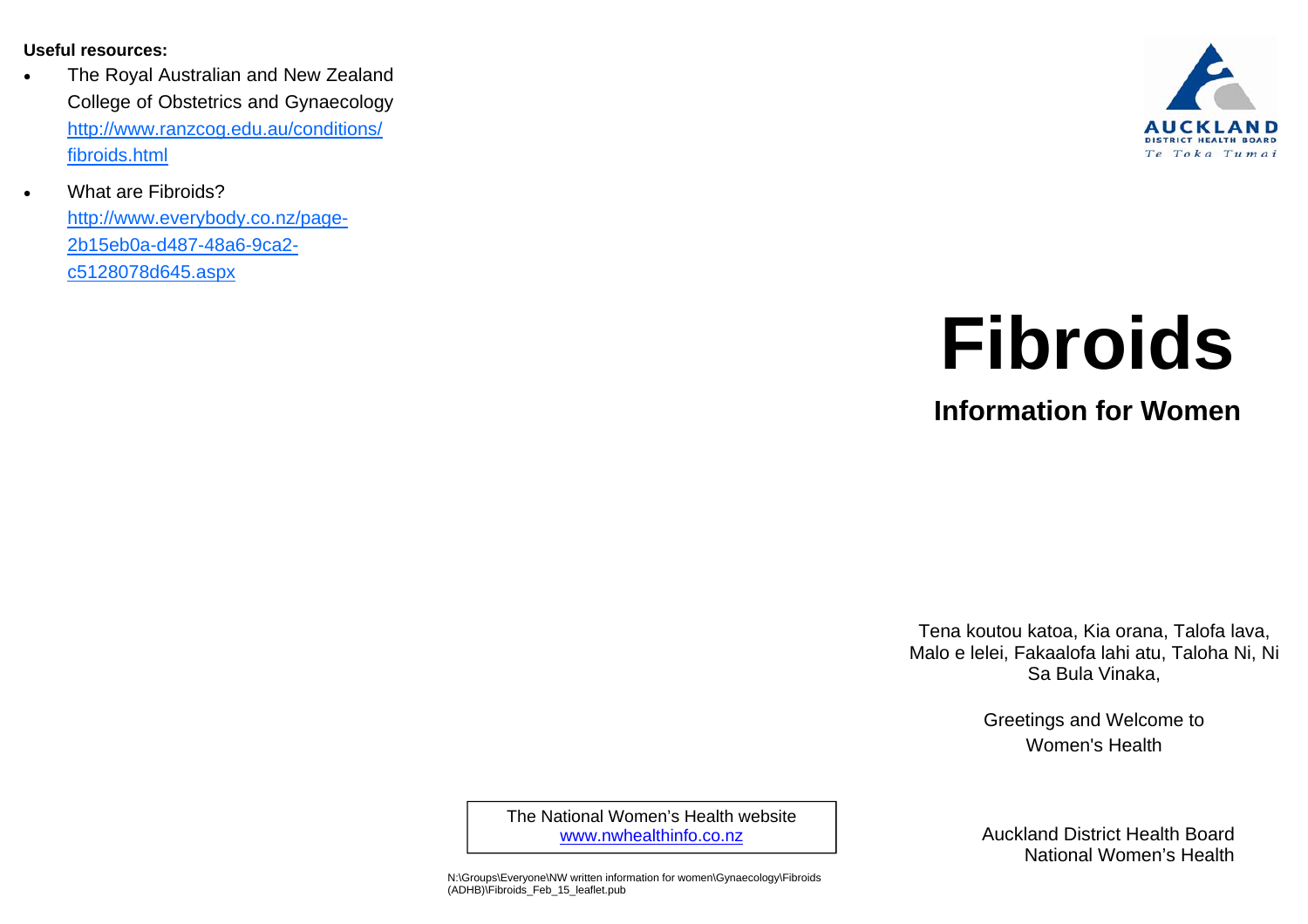**Useful resources:**

- The Royal Australian and New Zealand College of Obstetrics and Gynaecology http://www.ranzcog.edu.au/conditions/fibroids.html
- What are Fibroids? http://www.everybody.co.nz/page-2b15eb0a-d487-48a6-9ca2-c5128078d645.aspx

The National Women's Health website
www.nwhealthinfo.co.nz

N:\Groups\Everyone\NW written information for women\Gynaecology\Fibroids (ADHB)\Fibroids_Feb_15_leaflet.pub

AUCKLAND DISTRICT HEALTH BOARD
Te Toka Tumai

# Fibroids

## Information for Women

Tena koutou katoa, Kia orana, Talofa lava, Malo e lelei, Fakaalofa lahi atu, Taloha Ni, Ni Sa Bula Vinaka,

Greetings and Welcome to Women's Health

Auckland District Health Board
National Women's Health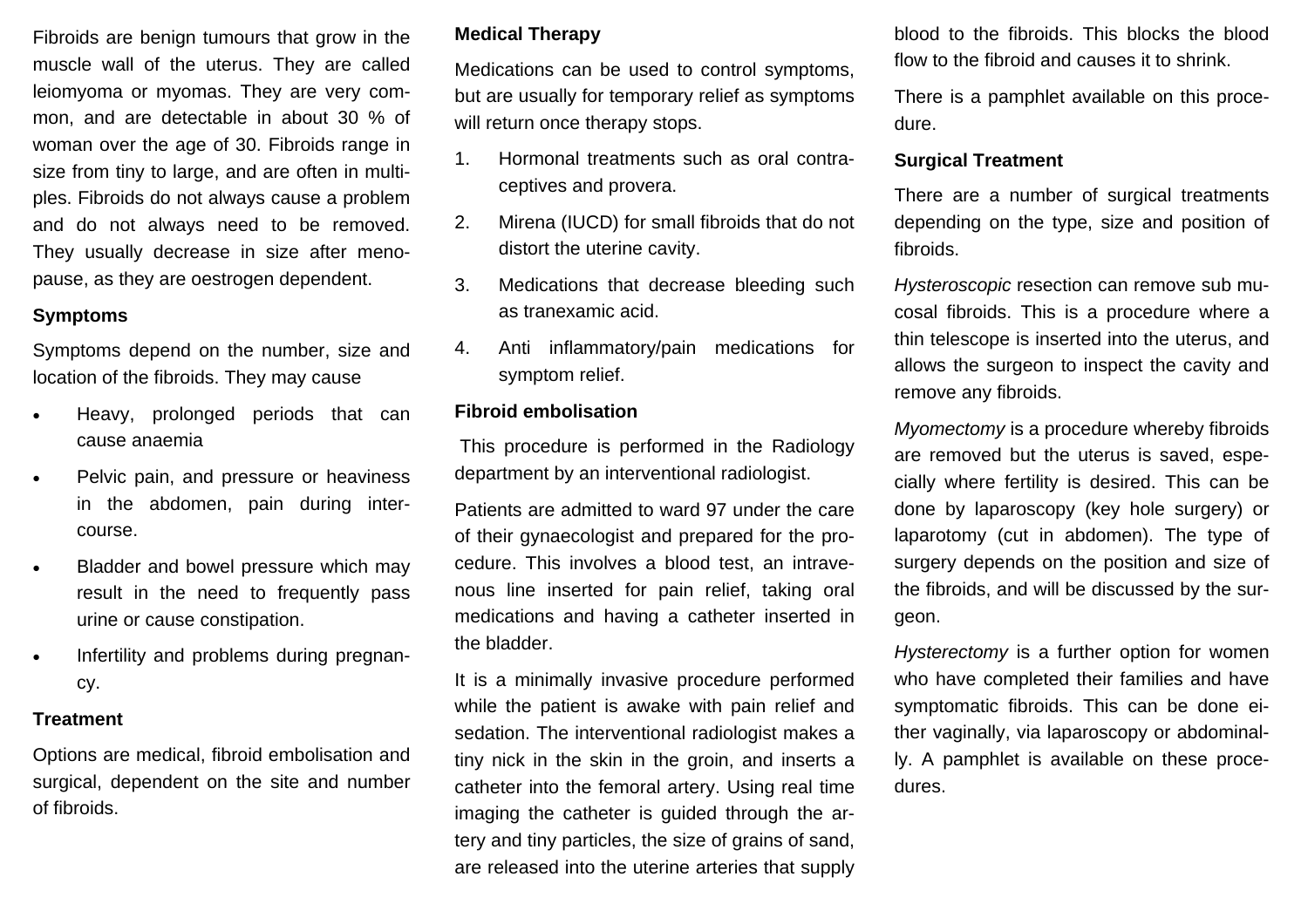Fibroids are benign tumours that grow in the muscle wall of the uterus. They are called leiomyoma or myomas. They are very common, and are detectable in about 30 % of woman over the age of 30. Fibroids range in size from tiny to large, and are often in multiples. Fibroids do not always cause a problem and do not always need to be removed. They usually decrease in size after menopause, as they are oestrogen dependent.

**Symptoms**

Symptoms depend on the number, size and location of the fibroids. They may cause

- Heavy, prolonged periods that can cause anaemia
- Pelvic pain, and pressure or heaviness in the abdomen, pain during intercourse.
- Bladder and bowel pressure which may result in the need to frequently pass urine or cause constipation.
- Infertility and problems during pregnancy.

**Treatment**

Options are medical, fibroid embolisation and surgical, dependent on the site and number of fibroids.

**Medical Therapy**

Medications can be used to control symptoms, but are usually for temporary relief as symptoms will return once therapy stops.

1. Hormonal treatments such as oral contraceptives and provera.
2. Mirena (IUCD) for small fibroids that do not distort the uterine cavity.
3. Medications that decrease bleeding such as tranexamic acid.
4. Anti inflammatory/pain medications for symptom relief.

**Fibroid embolisation**

This procedure is performed in the Radiology department by an interventional radiologist.

Patients are admitted to ward 97 under the care of their gynaecologist and prepared for the procedure. This involves a blood test, an intravenous line inserted for pain relief, taking oral medications and having a catheter inserted in the bladder.

It is a minimally invasive procedure performed while the patient is awake with pain relief and sedation. The interventional radiologist makes a tiny nick in the skin in the groin, and inserts a catheter into the femoral artery. Using real time imaging the catheter is guided through the artery and tiny particles, the size of grains of sand, are released into the uterine arteries that supply blood to the fibroids. This blocks the blood flow to the fibroid and causes it to shrink.

There is a pamphlet available on this procedure.

**Surgical Treatment**

There are a number of surgical treatments depending on the type, size and position of fibroids.

*Hysteroscopic* resection can remove sub mucosal fibroids. This is a procedure where a thin telescope is inserted into the uterus, and allows the surgeon to inspect the cavity and remove any fibroids.

*Myomectomy* is a procedure whereby fibroids are removed but the uterus is saved, especially where fertility is desired. This can be done by laparoscopy (key hole surgery) or laparotomy (cut in abdomen). The type of surgery depends on the position and size of the fibroids, and will be discussed by the surgeon.

*Hysterectomy* is a further option for women who have completed their families and have symptomatic fibroids. This can be done either vaginally, via laparoscopy or abdominally. A pamphlet is available on these procedures.